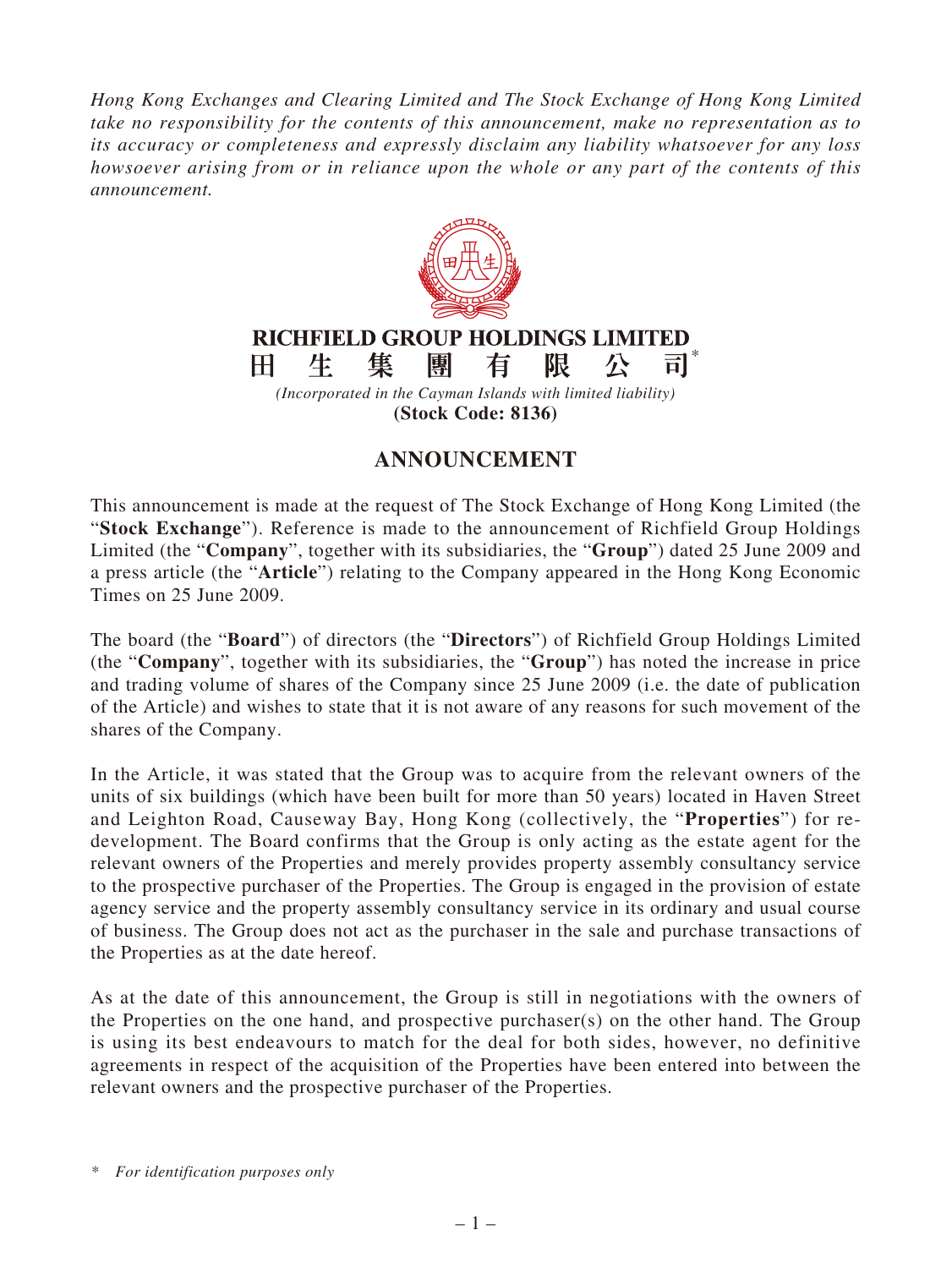*Hong Kong Exchanges and Clearing Limited and The Stock Exchange of Hong Kong Limited take no responsibility for the contents of this announcement, make no representation as to its accuracy or completeness and expressly disclaim any liability whatsoever for any loss howsoever arising from or in reliance upon the whole or any part of the contents of this announcement.*

**RICHFIELD GROUP HOLDINGS LIMITED**

**田生集團有限公司***

*(Incorporated in the Cayman Islands with limited liability)*

**(Stock Code: 8136)**

# ANNOUNCEMENT

This announcement is made at the request of The Stock Exchange of Hong Kong Limited (the "**Stock Exchange**"). Reference is made to the announcement of Richfield Group Holdings Limited (the "**Company**", together with its subsidiaries, the "**Group**") dated 25 June 2009 and a press article (the "**Article**") relating to the Company appeared in the Hong Kong Economic Times on 25 June 2009.

The board (the "**Board**") of directors (the "**Directors**") of Richfield Group Holdings Limited (the "**Company**", together with its subsidiaries, the "**Group**") has noted the increase in price and trading volume of shares of the Company since 25 June 2009 (i.e. the date of publication of the Article) and wishes to state that it is not aware of any reasons for such movement of the shares of the Company.

In the Article, it was stated that the Group was to acquire from the relevant owners of the units of six buildings (which have been built for more than 50 years) located in Haven Street and Leighton Road, Causeway Bay, Hong Kong (collectively, the "**Properties**") for re-development. The Board confirms that the Group is only acting as the estate agent for the relevant owners of the Properties and merely provides property assembly consultancy service to the prospective purchaser of the Properties. The Group is engaged in the provision of estate agency service and the property assembly consultancy service in its ordinary and usual course of business. The Group does not act as the purchaser in the sale and purchase transactions of the Properties as at the date hereof.

As at the date of this announcement, the Group is still in negotiations with the owners of the Properties on the one hand, and prospective purchaser(s) on the other hand. The Group is using its best endeavours to match for the deal for both sides, however, no definitive agreements in respect of the acquisition of the Properties have been entered into between the relevant owners and the prospective purchaser of the Properties.

\* *For identification purposes only*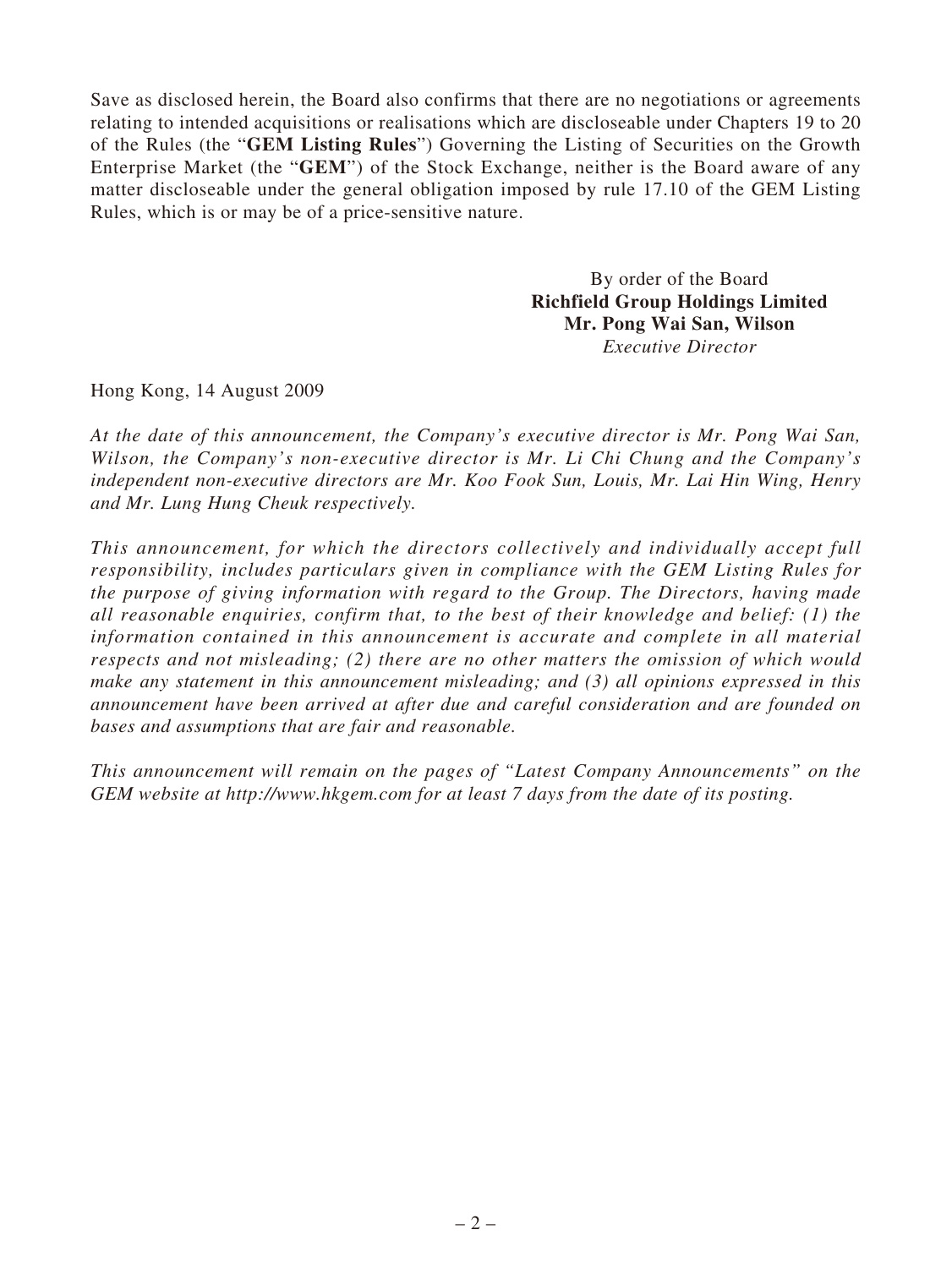Save as disclosed herein, the Board also confirms that there are no negotiations or agreements relating to intended acquisitions or realisations which are discloseable under Chapters 19 to 20 of the Rules (the "**GEM Listing Rules**") Governing the Listing of Securities on the Growth Enterprise Market (the "**GEM**") of the Stock Exchange, neither is the Board aware of any matter discloseable under the general obligation imposed by rule 17.10 of the GEM Listing Rules, which is or may be of a price-sensitive nature.

By order of the Board
**Richfield Group Holdings Limited**
**Mr. Pong Wai San, Wilson**
*Executive Director*

Hong Kong, 14 August 2009

*At the date of this announcement, the Company's executive director is Mr. Pong Wai San, Wilson, the Company's non-executive director is Mr. Li Chi Chung and the Company's independent non-executive directors are Mr. Koo Fook Sun, Louis, Mr. Lai Hin Wing, Henry and Mr. Lung Hung Cheuk respectively.*

*This announcement, for which the directors collectively and individually accept full responsibility, includes particulars given in compliance with the GEM Listing Rules for the purpose of giving information with regard to the Group. The Directors, having made all reasonable enquiries, confirm that, to the best of their knowledge and belief: (1) the information contained in this announcement is accurate and complete in all material respects and not misleading; (2) there are no other matters the omission of which would make any statement in this announcement misleading; and (3) all opinions expressed in this announcement have been arrived at after due and careful consideration and are founded on bases and assumptions that are fair and reasonable.*

*This announcement will remain on the pages of "Latest Company Announcements" on the GEM website at http://www.hkgem.com for at least 7 days from the date of its posting.*